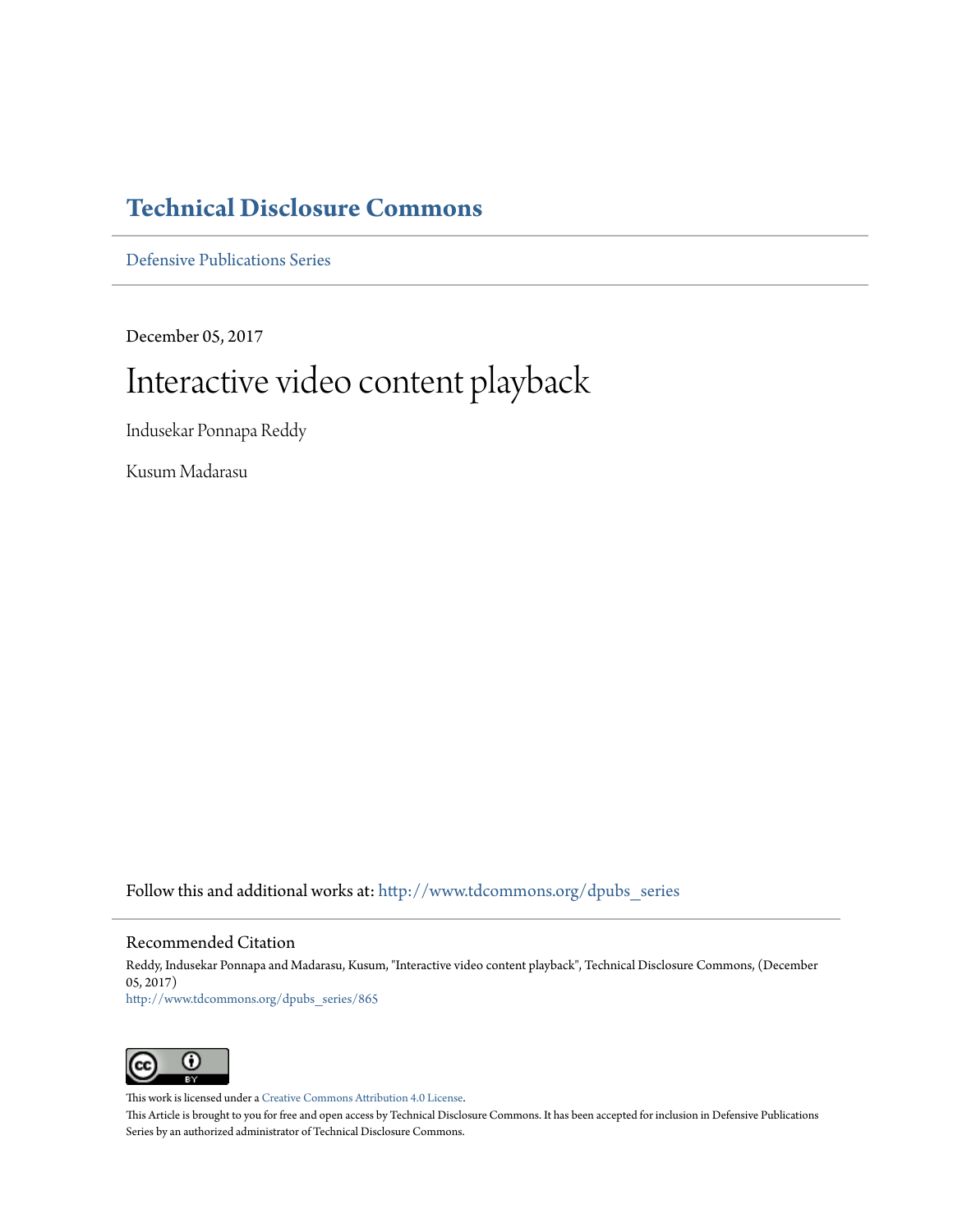# Technical Disclosure Commons

Defensive Publications Series

December 05, 2017

# Interactive video content playback

Indusekar Ponnapa Reddy

Kusum Madarasu

Follow this and additional works at: http://www.tdcommons.org/dpubs_series

## Recommended Citation

Reddy, Indusekar Ponnapa and Madarasu, Kusum, "Interactive video content playback", Technical Disclosure Commons, (December 05, 2017)
http://www.tdcommons.org/dpubs_series/865

This work is licensed under a Creative Commons Attribution 4.0 License.
This Article is brought to you for free and open access by Technical Disclosure Commons. It has been accepted for inclusion in Defensive Publications Series by an authorized administrator of Technical Disclosure Commons.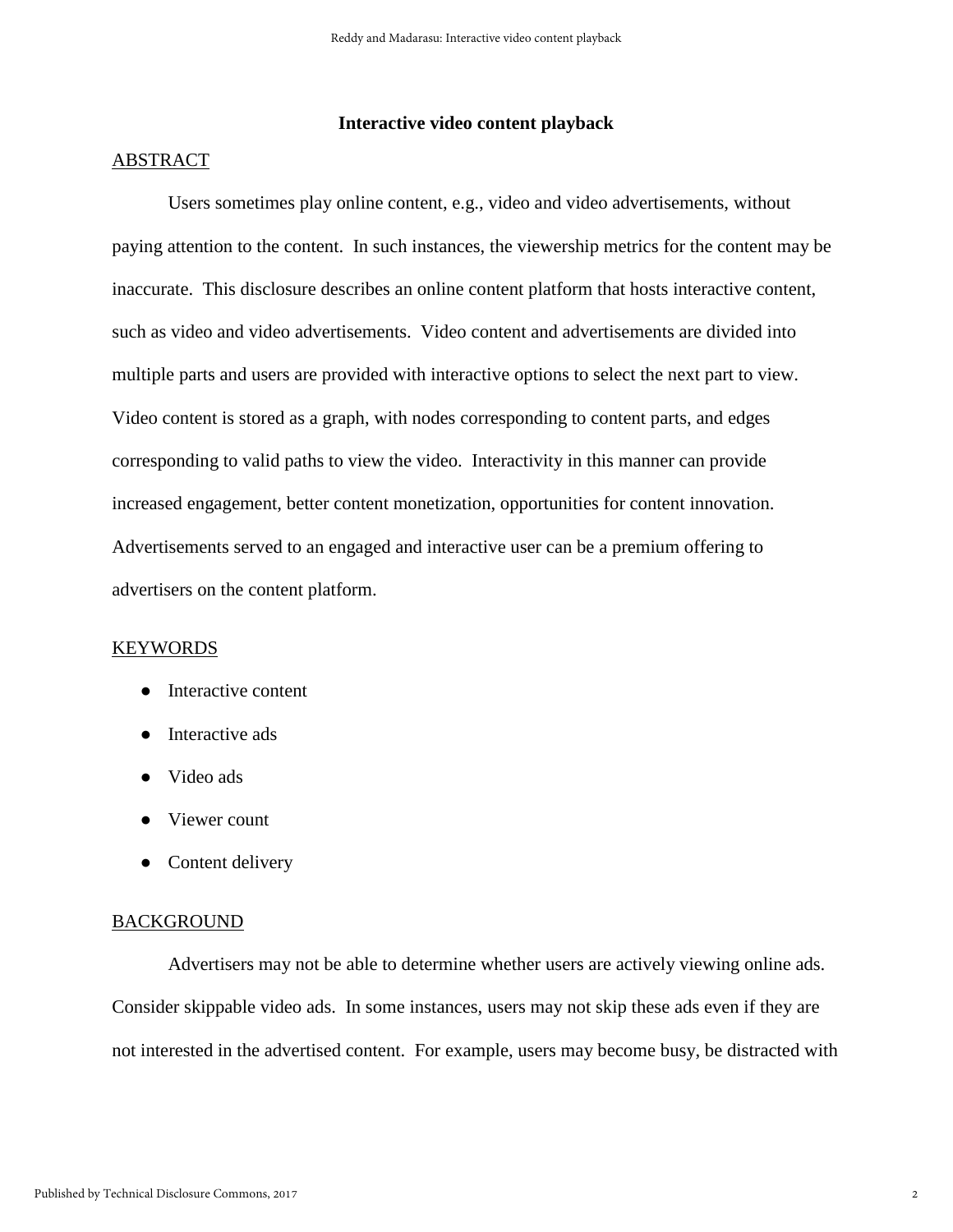**Interactive video content playback**

## ABSTRACT

Users sometimes play online content, e.g., video and video advertisements, without paying attention to the content. In such instances, the viewership metrics for the content may be inaccurate. This disclosure describes an online content platform that hosts interactive content, such as video and video advertisements. Video content and advertisements are divided into multiple parts and users are provided with interactive options to select the next part to view. Video content is stored as a graph, with nodes corresponding to content parts, and edges corresponding to valid paths to view the video. Interactivity in this manner can provide increased engagement, better content monetization, opportunities for content innovation. Advertisements served to an engaged and interactive user can be a premium offering to advertisers on the content platform.

## KEYWORDS

- Interactive content
- Interactive ads
- Video ads
- Viewer count
- Content delivery

## BACKGROUND

Advertisers may not be able to determine whether users are actively viewing online ads. Consider skippable video ads. In some instances, users may not skip these ads even if they are not interested in the advertised content. For example, users may become busy, be distracted with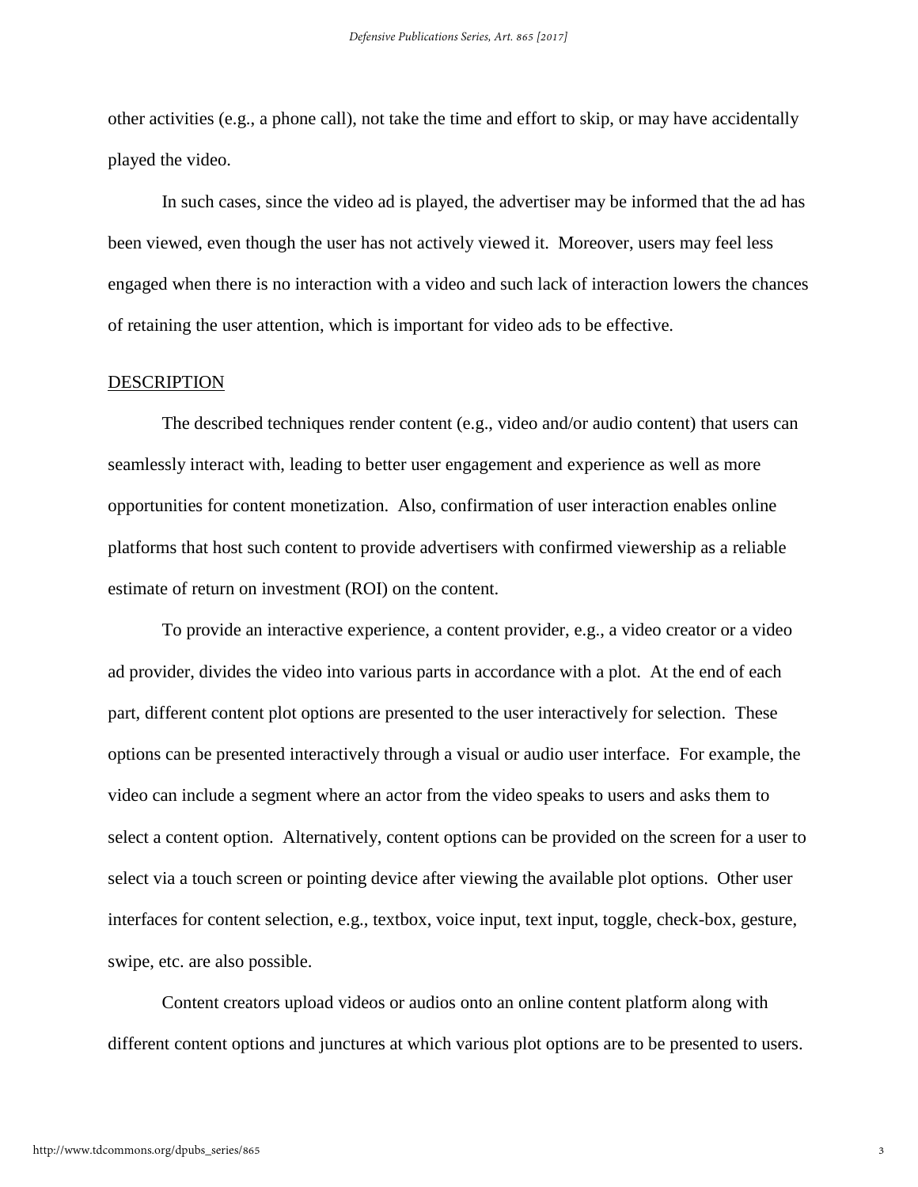other activities (e.g., a phone call), not take the time and effort to skip, or may have accidentally played the video.

In such cases, since the video ad is played, the advertiser may be informed that the ad has been viewed, even though the user has not actively viewed it. Moreover, users may feel less engaged when there is no interaction with a video and such lack of interaction lowers the chances of retaining the user attention, which is important for video ads to be effective.

## DESCRIPTION

The described techniques render content (e.g., video and/or audio content) that users can seamlessly interact with, leading to better user engagement and experience as well as more opportunities for content monetization. Also, confirmation of user interaction enables online platforms that host such content to provide advertisers with confirmed viewership as a reliable estimate of return on investment (ROI) on the content.

To provide an interactive experience, a content provider, e.g., a video creator or a video ad provider, divides the video into various parts in accordance with a plot. At the end of each part, different content plot options are presented to the user interactively for selection. These options can be presented interactively through a visual or audio user interface. For example, the video can include a segment where an actor from the video speaks to users and asks them to select a content option. Alternatively, content options can be provided on the screen for a user to select via a touch screen or pointing device after viewing the available plot options. Other user interfaces for content selection, e.g., textbox, voice input, text input, toggle, check-box, gesture, swipe, etc. are also possible.

Content creators upload videos or audios onto an online content platform along with different content options and junctures at which various plot options are to be presented to users.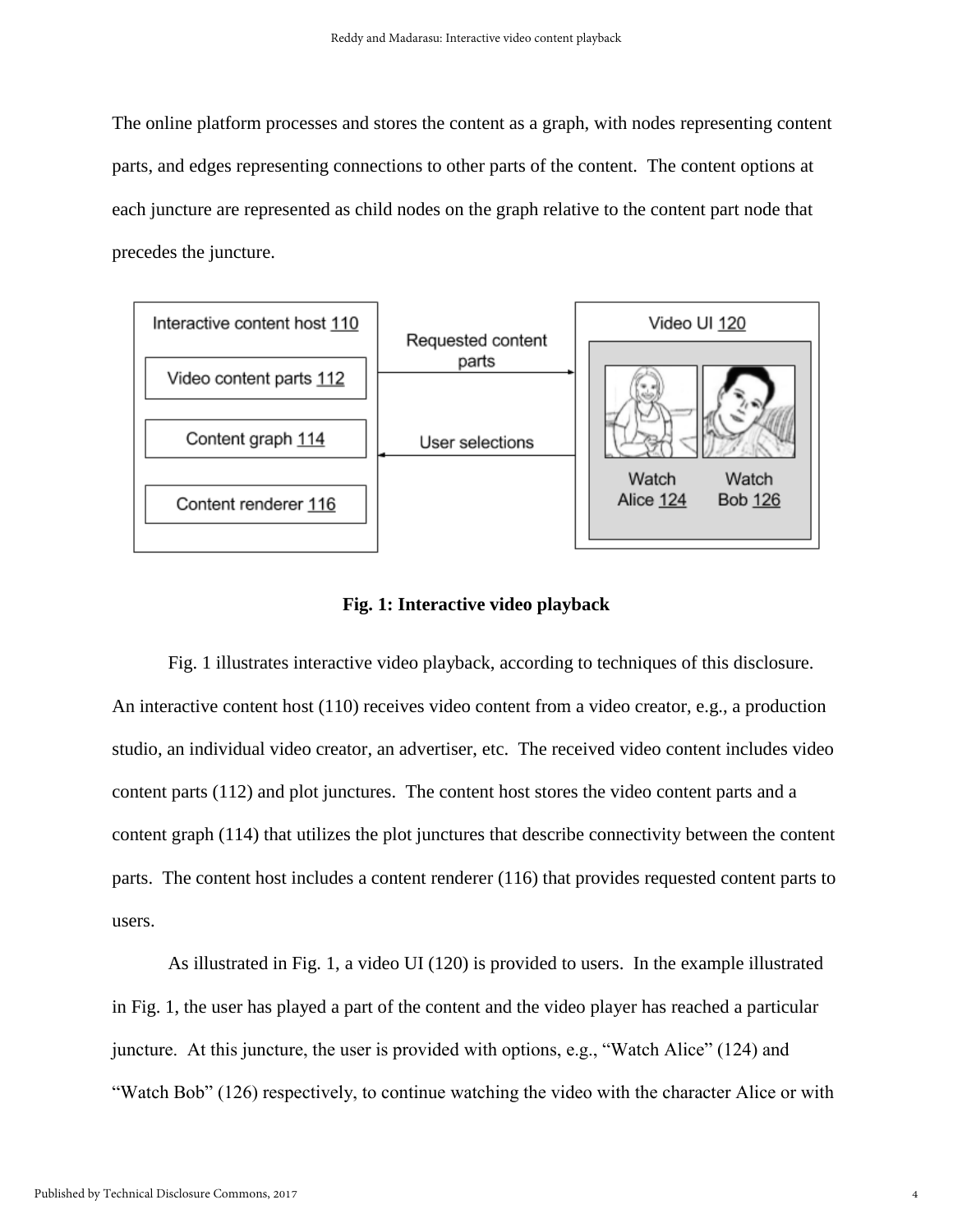The online platform processes and stores the content as a graph, with nodes representing content parts, and edges representing connections to other parts of the content. The content options at each juncture are represented as child nodes on the graph relative to the content part node that precedes the juncture.

**Fig. 1: Interactive video playback**

Fig. 1 illustrates interactive video playback, according to techniques of this disclosure. An interactive content host (110) receives video content from a video creator, e.g., a production studio, an individual video creator, an advertiser, etc. The received video content includes video content parts (112) and plot junctures. The content host stores the video content parts and a content graph (114) that utilizes the plot junctures that describe connectivity between the content parts. The content host includes a content renderer (116) that provides requested content parts to users.

As illustrated in Fig. 1, a video UI (120) is provided to users. In the example illustrated in Fig. 1, the user has played a part of the content and the video player has reached a particular juncture. At this juncture, the user is provided with options, e.g., "Watch Alice" (124) and "Watch Bob" (126) respectively, to continue watching the video with the character Alice or with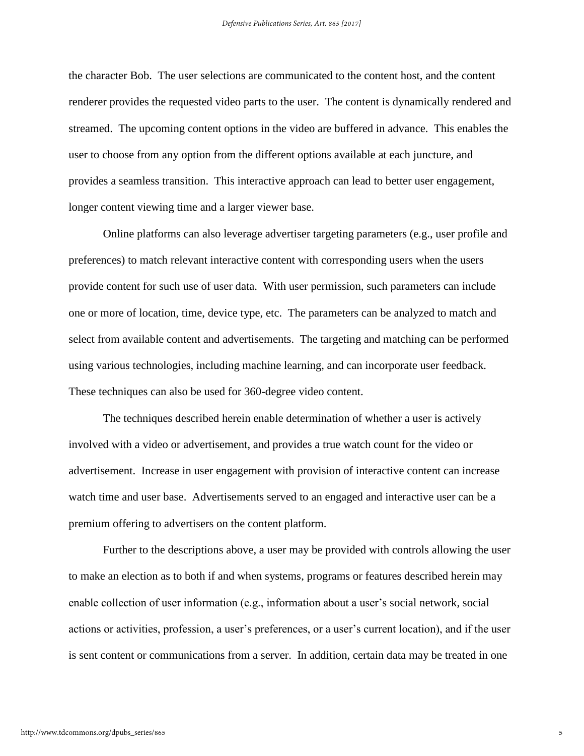the character Bob. The user selections are communicated to the content host, and the content renderer provides the requested video parts to the user. The content is dynamically rendered and streamed. The upcoming content options in the video are buffered in advance. This enables the user to choose from any option from the different options available at each juncture, and provides a seamless transition. This interactive approach can lead to better user engagement, longer content viewing time and a larger viewer base.

Online platforms can also leverage advertiser targeting parameters (e.g., user profile and preferences) to match relevant interactive content with corresponding users when the users provide content for such use of user data. With user permission, such parameters can include one or more of location, time, device type, etc. The parameters can be analyzed to match and select from available content and advertisements. The targeting and matching can be performed using various technologies, including machine learning, and can incorporate user feedback. These techniques can also be used for 360-degree video content.

The techniques described herein enable determination of whether a user is actively involved with a video or advertisement, and provides a true watch count for the video or advertisement. Increase in user engagement with provision of interactive content can increase watch time and user base. Advertisements served to an engaged and interactive user can be a premium offering to advertisers on the content platform.

Further to the descriptions above, a user may be provided with controls allowing the user to make an election as to both if and when systems, programs or features described herein may enable collection of user information (e.g., information about a user's social network, social actions or activities, profession, a user's preferences, or a user's current location), and if the user is sent content or communications from a server. In addition, certain data may be treated in one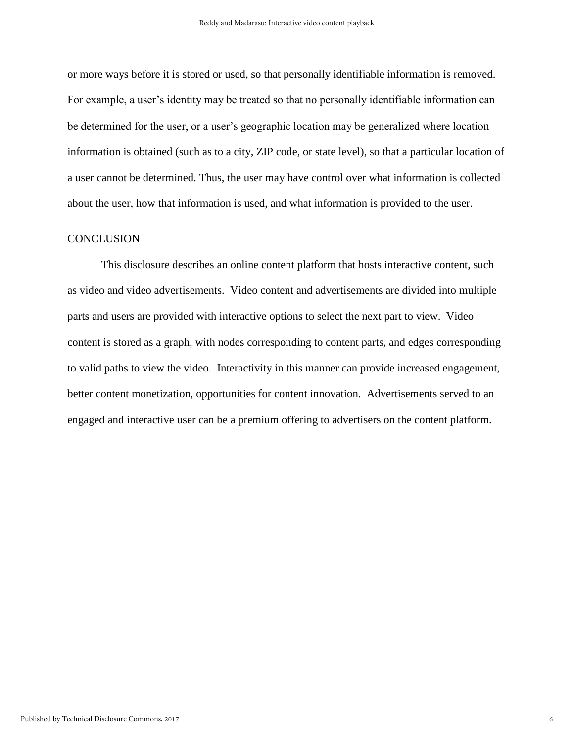or more ways before it is stored or used, so that personally identifiable information is removed. For example, a user's identity may be treated so that no personally identifiable information can be determined for the user, or a user's geographic location may be generalized where location information is obtained (such as to a city, ZIP code, or state level), so that a particular location of a user cannot be determined. Thus, the user may have control over what information is collected about the user, how that information is used, and what information is provided to the user.

## CONCLUSION

This disclosure describes an online content platform that hosts interactive content, such as video and video advertisements. Video content and advertisements are divided into multiple parts and users are provided with interactive options to select the next part to view. Video content is stored as a graph, with nodes corresponding to content parts, and edges corresponding to valid paths to view the video. Interactivity in this manner can provide increased engagement, better content monetization, opportunities for content innovation. Advertisements served to an engaged and interactive user can be a premium offering to advertisers on the content platform.